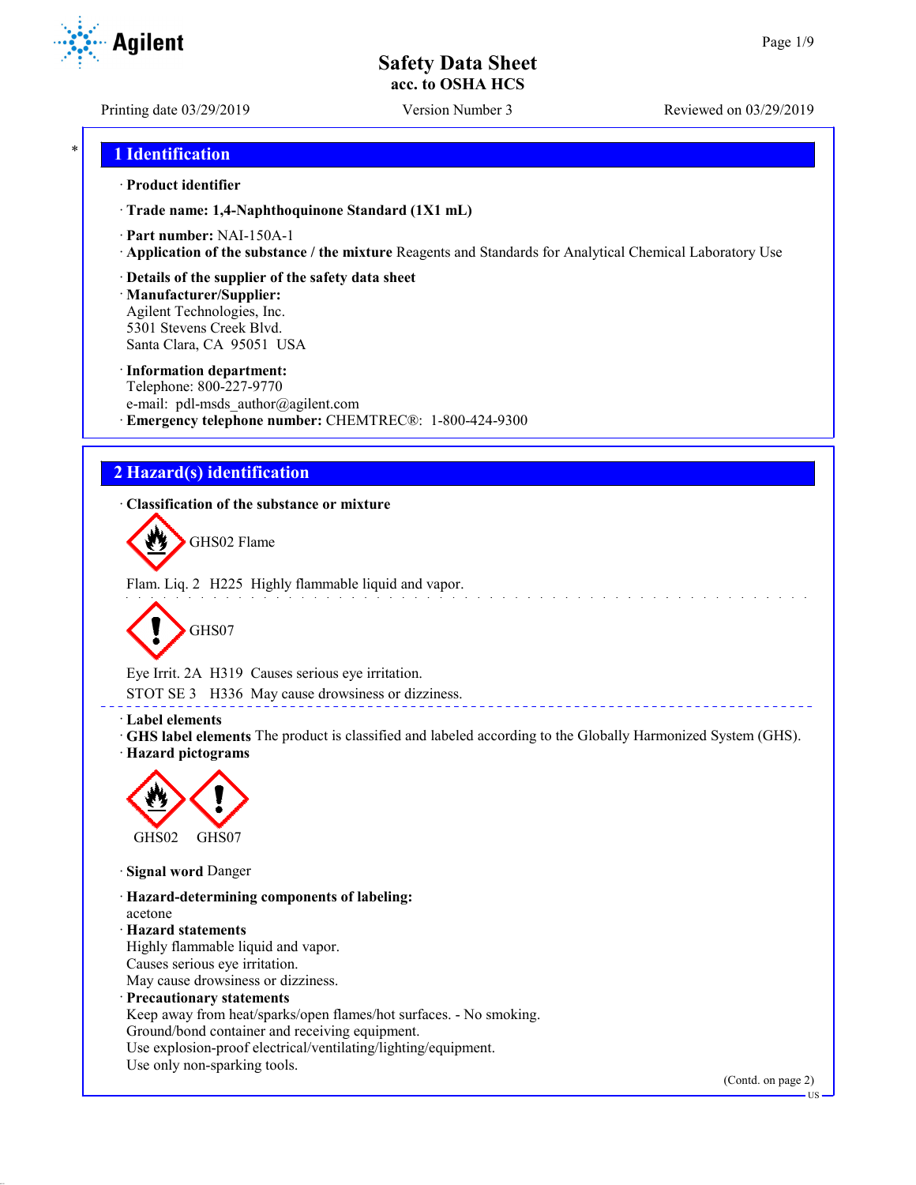# Safety Data Sheet
acc. to OSHA HCS

Printing date 03/29/2019 Version Number 3 Reviewed on 03/29/2019

## 1 Identification

· **Product identifier**

· **Trade name: 1,4-Naphthoquinone Standard (1X1 mL)**

· **Part number:** NAI-150A-1

· **Application of the substance / the mixture** Reagents and Standards for Analytical Chemical Laboratory Use

· **Details of the supplier of the safety data sheet**

· **Manufacturer/Supplier:**
Agilent Technologies, Inc.
5301 Stevens Creek Blvd.
Santa Clara, CA 95051 USA

· **Information department:**
Telephone: 800-227-9770
e-mail: pdl-msds_author@agilent.com

· **Emergency telephone number:** CHEMTREC®: 1-800-424-9300

## 2 Hazard(s) identification

· **Classification of the substance or mixture**

GHS02 Flame

Flam. Liq. 2 H225 Highly flammable liquid and vapor.

GHS07

Eye Irrit. 2A H319 Causes serious eye irritation.

STOT SE 3 H336 May cause drowsiness or dizziness.

· **Label elements**

· **GHS label elements** The product is classified and labeled according to the Globally Harmonized System (GHS).

· **Hazard pictograms**

GHS02 GHS07

· **Signal word** Danger

· **Hazard-determining components of labeling:**
acetone

· **Hazard statements**
Highly flammable liquid and vapor.
Causes serious eye irritation.
May cause drowsiness or dizziness.

· **Precautionary statements**
Keep away from heat/sparks/open flames/hot surfaces. - No smoking.
Ground/bond container and receiving equipment.
Use explosion-proof electrical/ventilating/lighting/equipment.
Use only non-sparking tools.

(Contd. on page 2)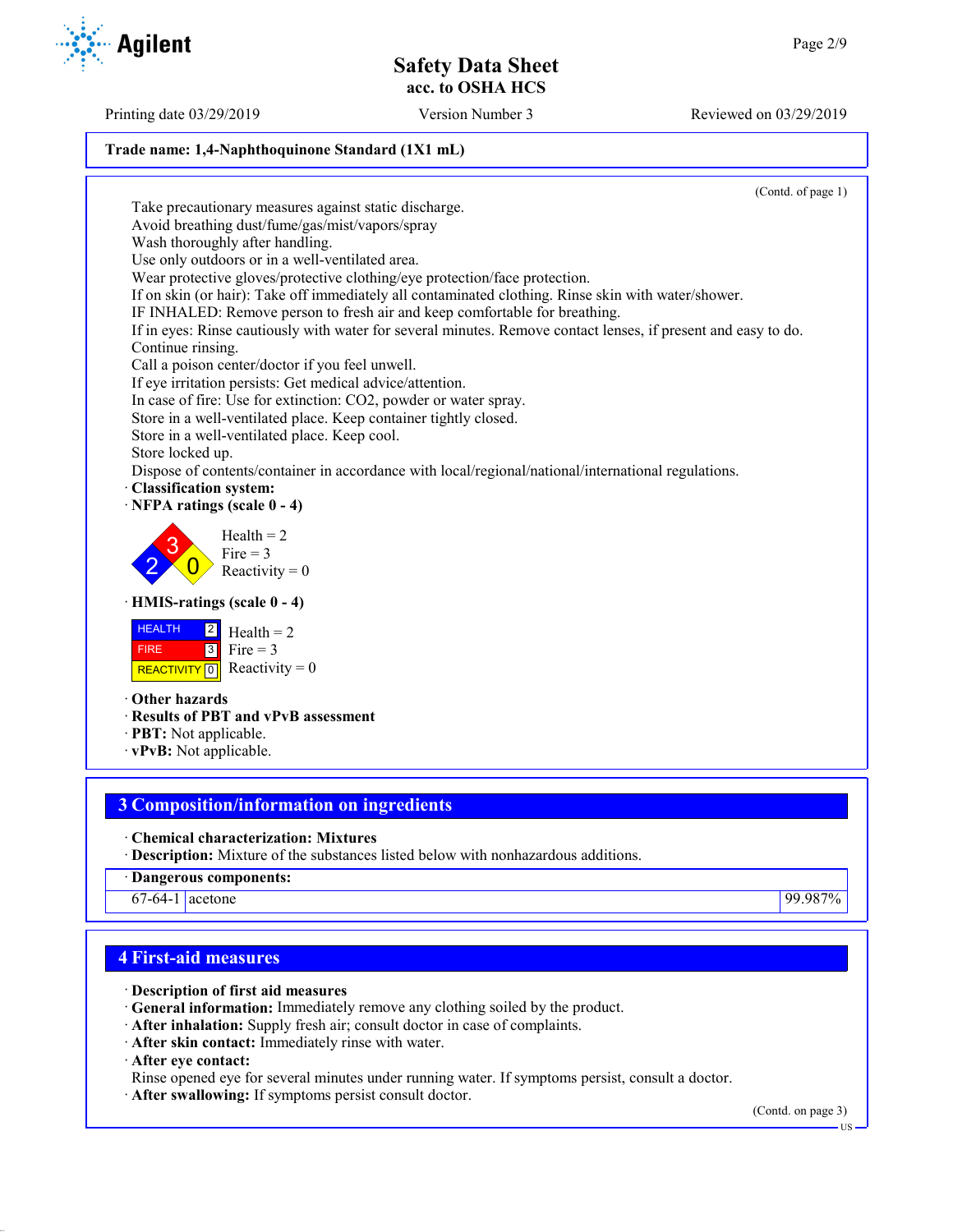**Trade name: 1,4-Naphthoquinone Standard (1X1 mL)**

(Contd. of page 1)

Take precautionary measures against static discharge.
Avoid breathing dust/fume/gas/mist/vapors/spray
Wash thoroughly after handling.
Use only outdoors or in a well-ventilated area.
Wear protective gloves/protective clothing/eye protection/face protection.
If on skin (or hair): Take off immediately all contaminated clothing. Rinse skin with water/shower.
IF INHALED: Remove person to fresh air and keep comfortable for breathing.
If in eyes: Rinse cautiously with water for several minutes. Remove contact lenses, if present and easy to do. Continue rinsing.
Call a poison center/doctor if you feel unwell.
If eye irritation persists: Get medical advice/attention.
In case of fire: Use for extinction: $CO_2$, powder or water spray.
Store in a well-ventilated place. Keep container tightly closed.
Store in a well-ventilated place. Keep cool.
Store locked up.
Dispose of contents/container in accordance with local/regional/national/international regulations.

· **Classification system:**
· **NFPA ratings (scale 0 - 4)**

Health = 2
Fire = 3
Reactivity = 0

· **HMIS-ratings (scale 0 - 4)**

| | | |
|---|---|---|
| HEALTH | 2 | Health = 2 |
| FIRE | 3 | Fire = 3 |
| REACTIVITY | 0 | Reactivity = 0 |

· **Other hazards**
· **Results of PBT and vPvB assessment**
· **PBT:** Not applicable.
· **vPvB:** Not applicable.

## 3 Composition/information on ingredients

· **Chemical characterization: Mixtures**
· **Description:** Mixture of the substances listed below with nonhazardous additions.

| · Dangerous components: | | |
|---|---|---|
| 67-64-1 | acetone | 99.987% |

## 4 First-aid measures

· **Description of first aid measures**
· **General information:** Immediately remove any clothing soiled by the product.
· **After inhalation:** Supply fresh air; consult doctor in case of complaints.
· **After skin contact:** Immediately rinse with water.
· **After eye contact:**
Rinse opened eye for several minutes under running water. If symptoms persist, consult a doctor.
· **After swallowing:** If symptoms persist consult doctor.

(Contd. on page 3)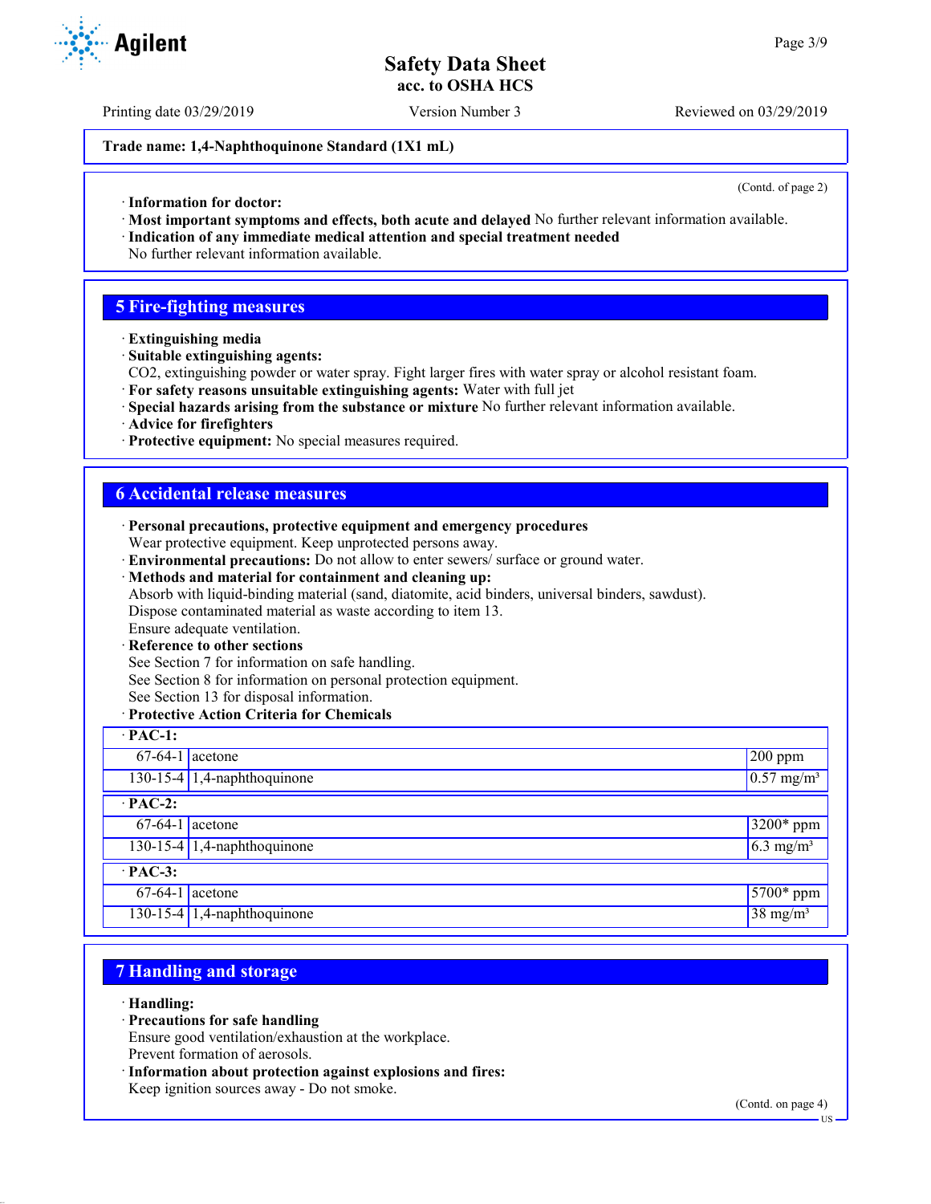Printing date 03/29/2019 Version Number 3 Reviewed on 03/29/2019

**Trade name: 1,4-Naphthoquinone Standard (1X1 mL)**

(Contd. of page 2)

· **Information for doctor:**
· **Most important symptoms and effects, both acute and delayed** No further relevant information available.
· **Indication of any immediate medical attention and special treatment needed**
No further relevant information available.

## 5 Fire-fighting measures

· **Extinguishing media**
· **Suitable extinguishing agents:**
$CO_2$, extinguishing powder or water spray. Fight larger fires with water spray or alcohol resistant foam.
· **For safety reasons unsuitable extinguishing agents:** Water with full jet
· **Special hazards arising from the substance or mixture** No further relevant information available.
· **Advice for firefighters**
· **Protective equipment:** No special measures required.

## 6 Accidental release measures

· **Personal precautions, protective equipment and emergency procedures**
Wear protective equipment. Keep unprotected persons away.
· **Environmental precautions:** Do not allow to enter sewers/ surface or ground water.
· **Methods and material for containment and cleaning up:**
Absorb with liquid-binding material (sand, diatomite, acid binders, universal binders, sawdust).
Dispose contaminated material as waste according to item 13.
Ensure adequate ventilation.
· **Reference to other sections**
See Section 7 for information on safe handling.
See Section 8 for information on personal protection equipment.
See Section 13 for disposal information.
· **Protective Action Criteria for Chemicals**

| · **PAC-1:** | | |
|---|---|---|
| 67-64-1 | acetone | 200 ppm |
| 130-15-4 | 1,4-naphthoquinone | 0.57 mg/m³ |
| · **PAC-2:** | | |
| 67-64-1 | acetone | 3200* ppm |
| 130-15-4 | 1,4-naphthoquinone | 6.3 mg/m³ |
| · **PAC-3:** | | |
| 67-64-1 | acetone | 5700* ppm |
| 130-15-4 | 1,4-naphthoquinone | 38 mg/m³ |

## 7 Handling and storage

· **Handling:**
· **Precautions for safe handling**
Ensure good ventilation/exhaustion at the workplace.
Prevent formation of aerosols.
· **Information about protection against explosions and fires:**
Keep ignition sources away - Do not smoke.

(Contd. on page 4)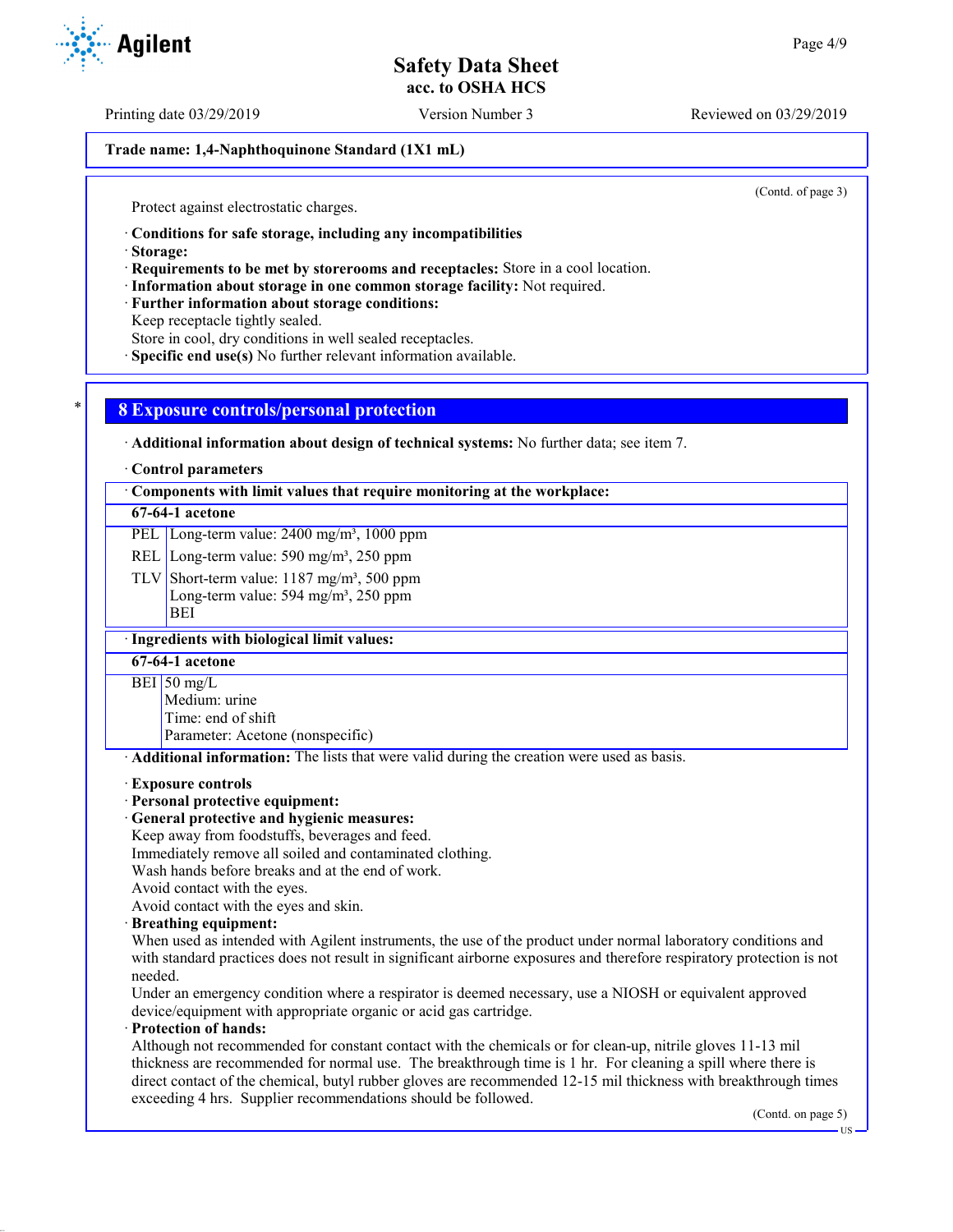Trade name: 1,4-Naphthoquinone Standard (1X1 mL)

(Contd. of page 3)

Protect against electrostatic charges.

· **Conditions for safe storage, including any incompatibilities**
· **Storage:**
· **Requirements to be met by storerooms and receptacles:** Store in a cool location.
· **Information about storage in one common storage facility:** Not required.
· **Further information about storage conditions:**
Keep receptacle tightly sealed.
Store in cool, dry conditions in well sealed receptacles.
· **Specific end use(s)** No further relevant information available.

## 8 Exposure controls/personal protection

· **Additional information about design of technical systems:** No further data; see item 7.

· **Control parameters**

| · Components with limit values that require monitoring at the workplace: | |
|---|---|
| **67-64-1 acetone** | |
| PEL | Long-term value: 2400 mg/m³, 1000 ppm |
| REL | Long-term value: 590 mg/m³, 250 ppm |
| TLV | Short-term value: 1187 mg/m³, 500 ppm<br>Long-term value: 594 mg/m³, 250 ppm<br>BEI |

| · Ingredients with biological limit values: | |
|---|---|
| **67-64-1 acetone** | |
| BEI | 50 mg/L<br>Medium: urine<br>Time: end of shift<br>Parameter: Acetone (nonspecific) |

· **Additional information:** The lists that were valid during the creation were used as basis.

· **Exposure controls**
· **Personal protective equipment:**
· **General protective and hygienic measures:**
Keep away from foodstuffs, beverages and feed.
Immediately remove all soiled and contaminated clothing.
Wash hands before breaks and at the end of work.
Avoid contact with the eyes.
Avoid contact with the eyes and skin.
· **Breathing equipment:**
When used as intended with Agilent instruments, the use of the product under normal laboratory conditions and with standard practices does not result in significant airborne exposures and therefore respiratory protection is not needed.
Under an emergency condition where a respirator is deemed necessary, use a NIOSH or equivalent approved device/equipment with appropriate organic or acid gas cartridge.
· **Protection of hands:**
Although not recommended for constant contact with the chemicals or for clean-up, nitrile gloves 11-13 mil thickness are recommended for normal use. The breakthrough time is 1 hr. For cleaning a spill where there is direct contact of the chemical, butyl rubber gloves are recommended 12-15 mil thickness with breakthrough times exceeding 4 hrs. Supplier recommendations should be followed.

(Contd. on page 5)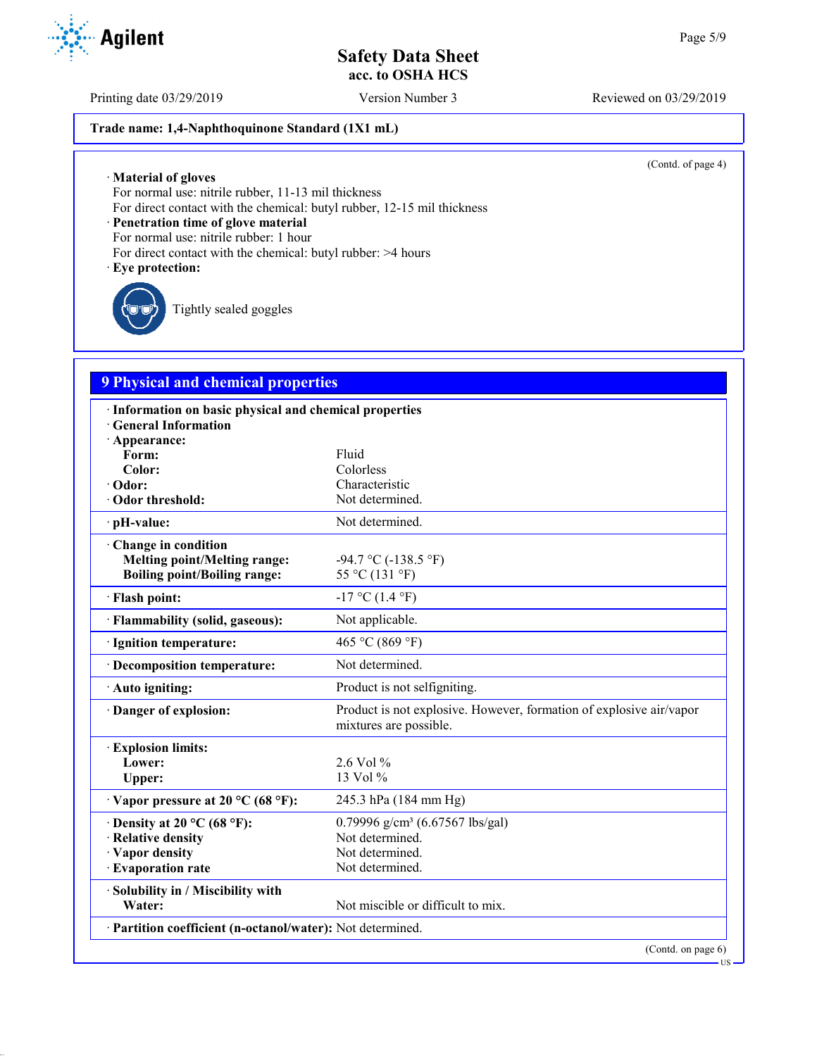Trade name: 1,4-Naphthoquinone Standard (1X1 mL)

(Contd. of page 4)

· **Material of gloves**
For normal use: nitrile rubber, 11-13 mil thickness
For direct contact with the chemical: butyl rubber, 12-15 mil thickness
· **Penetration time of glove material**
For normal use: nitrile rubber: 1 hour
For direct contact with the chemical: butyl rubber: >4 hours
· **Eye protection:**

Tightly sealed goggles

## 9 Physical and chemical properties

| | |
|---|---|
| · **Information on basic physical and chemical properties** | |
| · **General Information** | |
| · **Appearance:** | |
| **Form:** | Fluid |
| **Color:** | Colorless |
| · **Odor:** | Characteristic |
| · **Odor threshold:** | Not determined. |
| · **pH-value:** | Not determined. |
| · **Change in condition** | |
| **Melting point/Melting range:** | -94.7 °C (-138.5 °F) |
| **Boiling point/Boiling range:** | 55 °C (131 °F) |
| · **Flash point:** | -17 °C (1.4 °F) |
| · **Flammability (solid, gaseous):** | Not applicable. |
| · **Ignition temperature:** | 465 °C (869 °F) |
| · **Decomposition temperature:** | Not determined. |
| · **Auto igniting:** | Product is not selfigniting. |
| · **Danger of explosion:** | Product is not explosive. However, formation of explosive air/vapor mixtures are possible. |
| · **Explosion limits:** | |
| **Lower:** | 2.6 Vol % |
| **Upper:** | 13 Vol % |
| · **Vapor pressure at 20 °C (68 °F):** | 245.3 hPa (184 mm Hg) |
| · **Density at 20 °C (68 °F):** | 0.79996 g/cm³ (6.67567 lbs/gal) |
| · **Relative density** | Not determined. |
| · **Vapor density** | Not determined. |
| · **Evaporation rate** | Not determined. |
| · **Solubility in / Miscibility with** | |
| **Water:** | Not miscible or difficult to mix. |
| · **Partition coefficient (n-octanol/water):** | Not determined. |

(Contd. on page 6)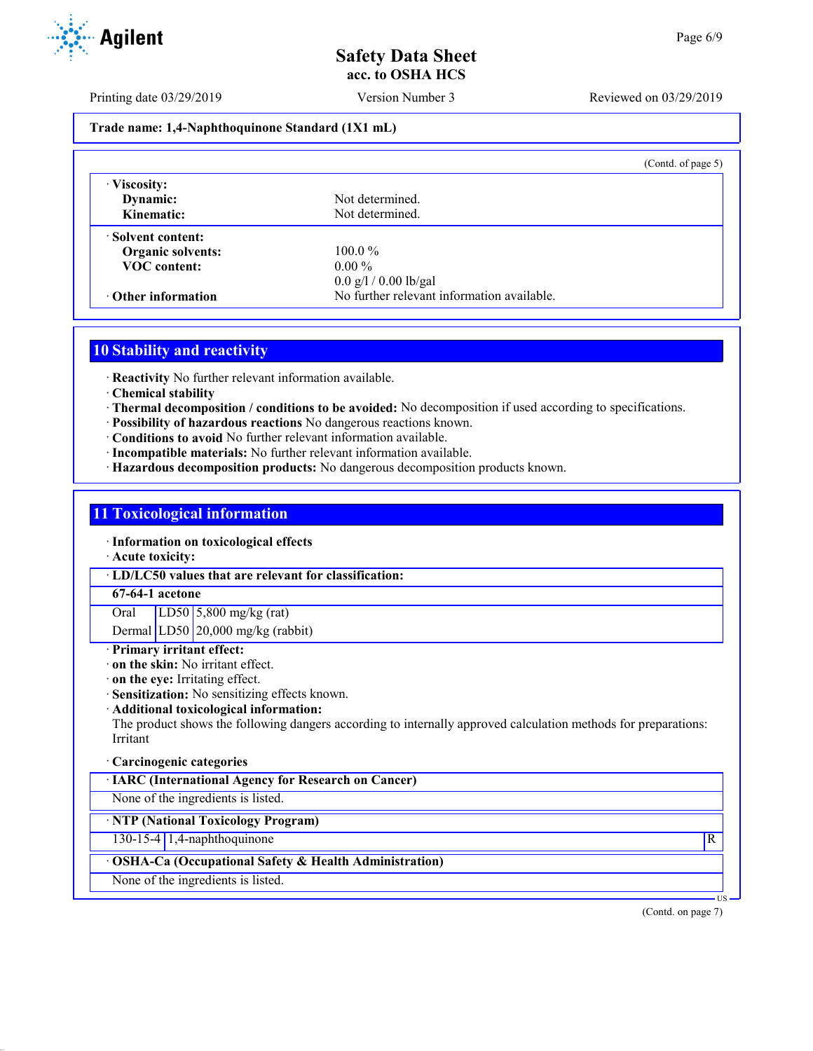(Contd. of page 5)

| · **Viscosity:** | |
|---|---|
| **Dynamic:** | Not determined. |
| **Kinematic:** | Not determined. |
| · **Solvent content:** | |
| **Organic solvents:** | 100.0 % |
| **VOC content:** | 0.00 % |
| | 0.0 g/l / 0.00 lb/gal |
| · **Other information** | No further relevant information available. |

## 10 Stability and reactivity

· **Reactivity** No further relevant information available.
· **Chemical stability**
· **Thermal decomposition / conditions to be avoided:** No decomposition if used according to specifications.
· **Possibility of hazardous reactions** No dangerous reactions known.
· **Conditions to avoid** No further relevant information available.
· **Incompatible materials:** No further relevant information available.
· **Hazardous decomposition products:** No dangerous decomposition products known.

## 11 Toxicological information

· **Information on toxicological effects**
· **Acute toxicity:**

| · **LD/LC50 values that are relevant for classification:** | | |
|---|---|---|
| **67-64-1 acetone** | | |
| Oral | LD50 | 5,800 mg/kg (rat) |
| Dermal | LD50 | 20,000 mg/kg (rabbit) |

· **Primary irritant effect:**
· **on the skin:** No irritant effect.
· **on the eye:** Irritating effect.
· **Sensitization:** No sensitizing effects known.
· **Additional toxicological information:**
The product shows the following dangers according to internally approved calculation methods for preparations:
Irritant

· **Carcinogenic categories**

| · **IARC (International Agency for Research on Cancer)** | | |
|---|---|---|
| None of the ingredients is listed. | | |
| · **NTP (National Toxicology Program)** | | |
| 130-15-4 | 1,4-naphthoquinone | R |
| · **OSHA-Ca (Occupational Safety & Health Administration)** | | |
| None of the ingredients is listed. | | |

(Contd. on page 7)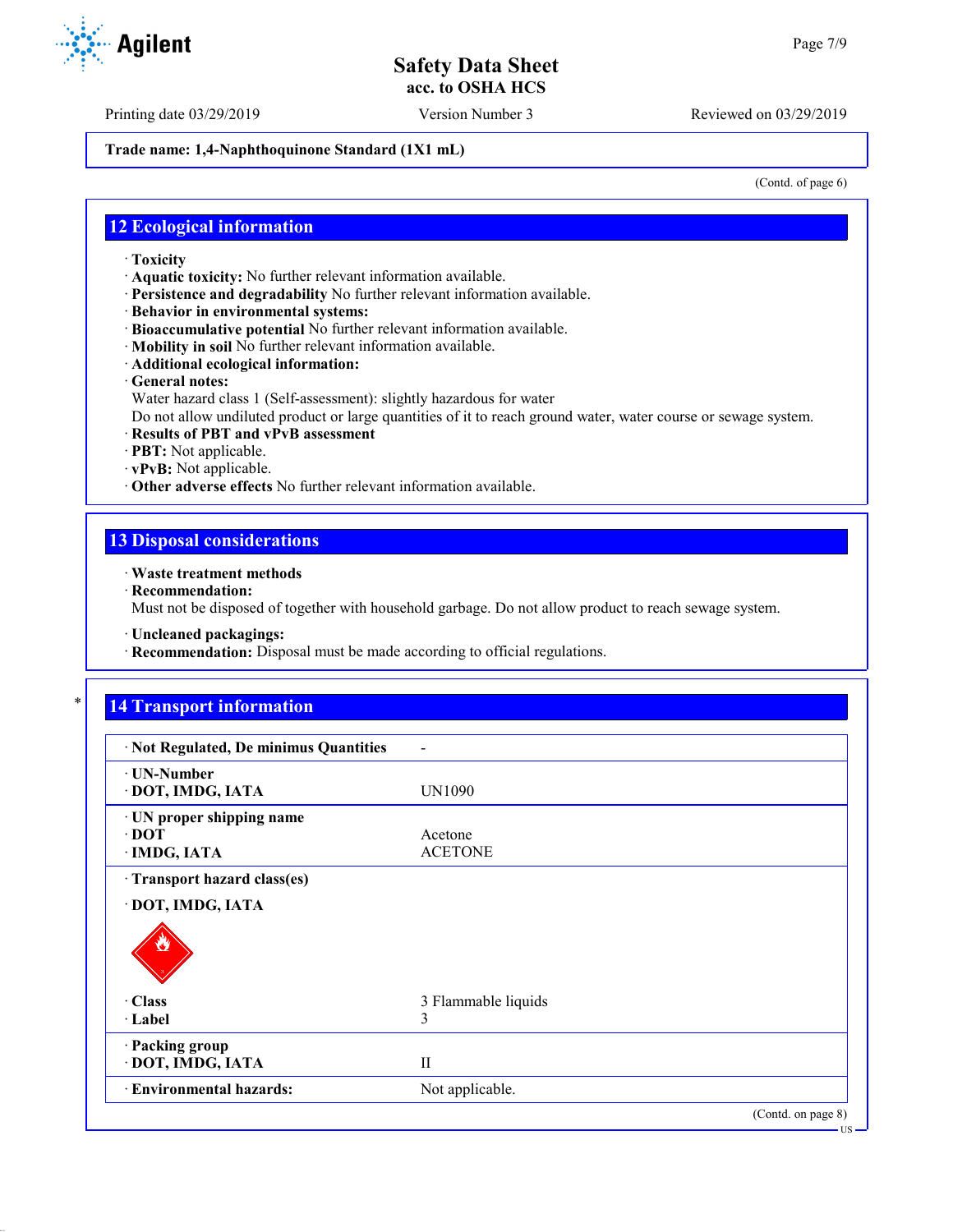**Trade name: 1,4-Naphthoquinone Standard (1X1 mL)**

(Contd. of page 6)

## 12 Ecological information

· **Toxicity**
· **Aquatic toxicity:** No further relevant information available.
· **Persistence and degradability** No further relevant information available.
· **Behavior in environmental systems:**
· **Bioaccumulative potential** No further relevant information available.
· **Mobility in soil** No further relevant information available.
· **Additional ecological information:**
· **General notes:**
Water hazard class 1 (Self-assessment): slightly hazardous for water
Do not allow undiluted product or large quantities of it to reach ground water, water course or sewage system.
· **Results of PBT and vPvB assessment**
· **PBT:** Not applicable.
· **vPvB:** Not applicable.
· **Other adverse effects** No further relevant information available.

## 13 Disposal considerations

· **Waste treatment methods**
· **Recommendation:**
Must not be disposed of together with household garbage. Do not allow product to reach sewage system.

· **Uncleaned packagings:**
· **Recommendation:** Disposal must be made according to official regulations.

## 14 Transport information

| | |
|---|---|
| · **Not Regulated, De minimus Quantities** | - |
| · **UN-Number**<br>· **DOT, IMDG, IATA** | UN1090 |
| · **UN proper shipping name**<br>· **DOT**<br>· **IMDG, IATA** | Acetone<br>ACETONE |
| · **Transport hazard class(es)**<br>· **DOT, IMDG, IATA** | |
| · **Class**<br>· **Label** | 3 Flammable liquids<br>3 |
| · **Packing group**<br>· **DOT, IMDG, IATA** | II |
| · **Environmental hazards:** | Not applicable. |

(Contd. on page 8)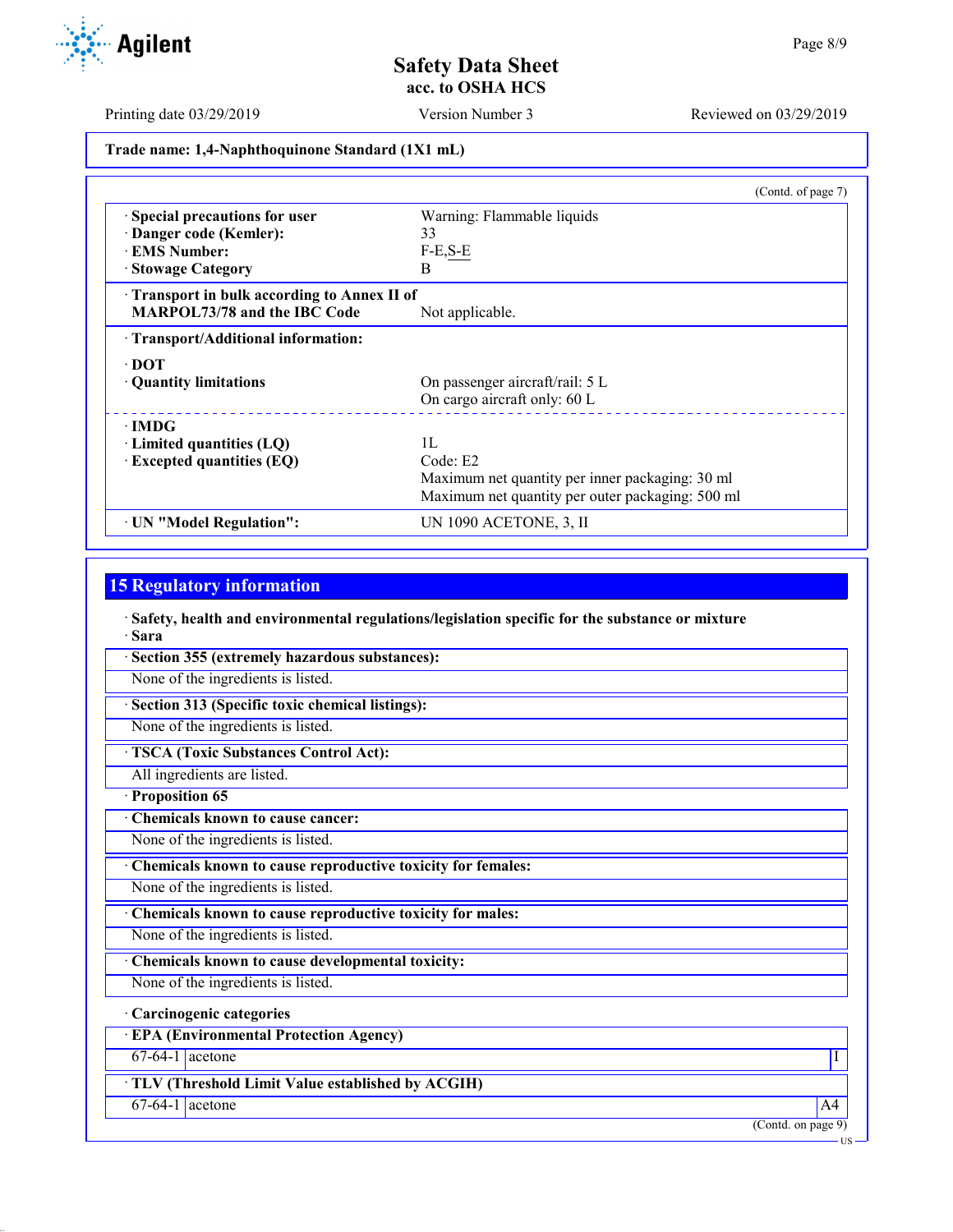**Trade name: 1,4-Naphthoquinone Standard (1X1 mL)**

(Contd. of page 7)

| | |
|---|---|
| · **Special precautions for user** | Warning: Flammable liquids |
| · **Danger code (Kemler):** | 33 |
| · **EMS Number:** | F-E,S-E |
| · **Stowage Category** | B |
| · **Transport in bulk according to Annex II of MARPOL73/78 and the IBC Code** | Not applicable. |
| · **Transport/Additional information:** | |
| · **DOT** | |
| · **Quantity limitations** | On passenger aircraft/rail: 5 L<br>On cargo aircraft only: 60 L |
| · **IMDG** | |
| · **Limited quantities (LQ)** | 1L |
| · **Excepted quantities (EQ)** | Code: E2<br>Maximum net quantity per inner packaging: 30 ml<br>Maximum net quantity per outer packaging: 500 ml |
| · **UN "Model Regulation":** | UN 1090 ACETONE, 3, II |

## 15 Regulatory information

· **Safety, health and environmental regulations/legislation specific for the substance or mixture**

· **Sara**

· **Section 355 (extremely hazardous substances):**

None of the ingredients is listed.

· **Section 313 (Specific toxic chemical listings):**

None of the ingredients is listed.

· **TSCA (Toxic Substances Control Act):**

All ingredients are listed.

· **Proposition 65**

· **Chemicals known to cause cancer:**

None of the ingredients is listed.

· **Chemicals known to cause reproductive toxicity for females:**

None of the ingredients is listed.

· **Chemicals known to cause reproductive toxicity for males:**

None of the ingredients is listed.

· **Chemicals known to cause developmental toxicity:**

None of the ingredients is listed.

· **Carcinogenic categories**

· **EPA (Environmental Protection Agency)**

| | | |
|---|---|---|
| 67-64-1 | acetone | I |

· **TLV (Threshold Limit Value established by ACGIH)**

| | | |
|---|---|---|
| 67-64-1 | acetone | A4 |

(Contd. on page 9)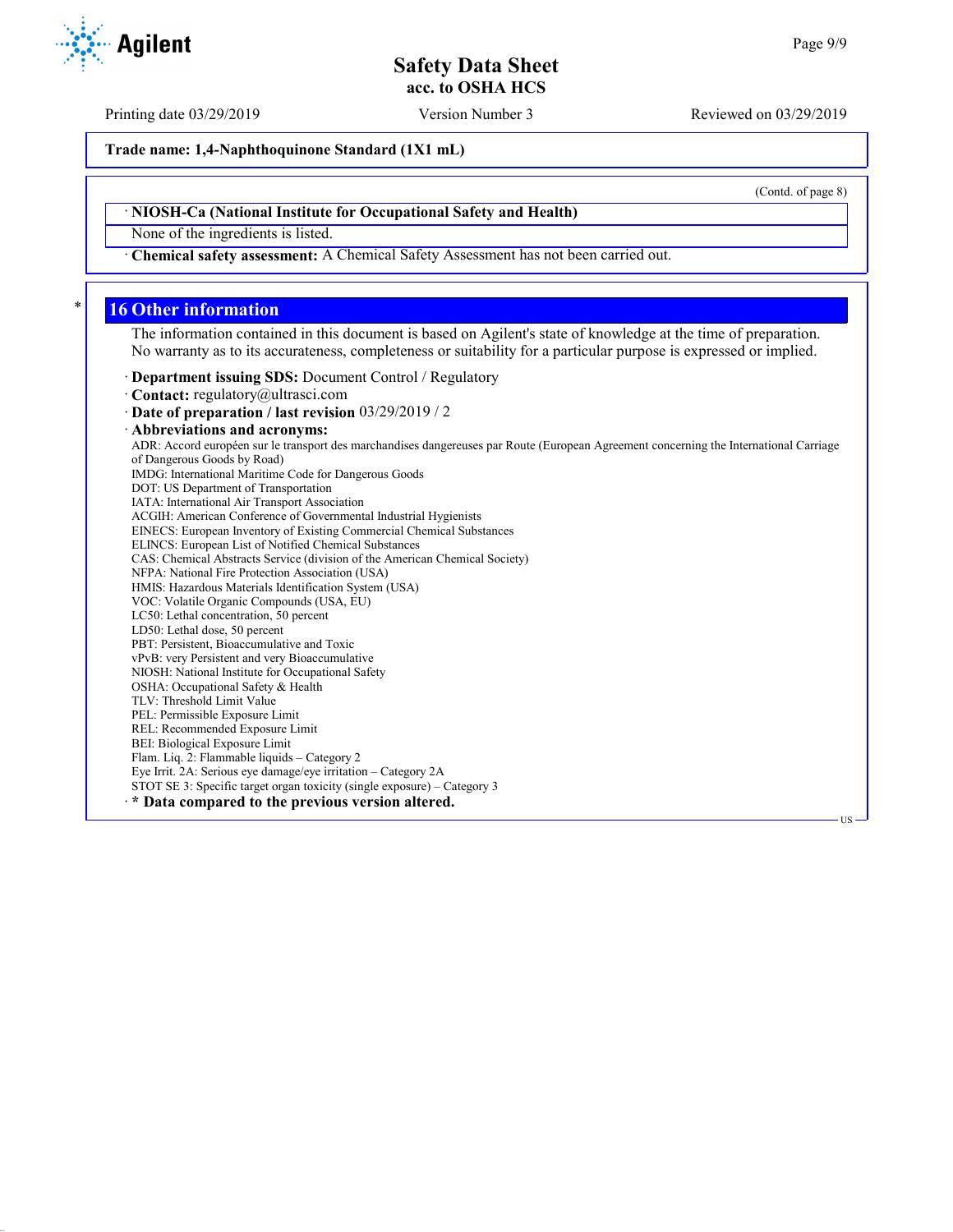Trade name: 1,4-Naphthoquinone Standard (1X1 mL)

(Contd. of page 8)

· **NIOSH-Ca (National Institute for Occupational Safety and Health)**

None of the ingredients is listed.

· **Chemical safety assessment:** A Chemical Safety Assessment has not been carried out.

## * 16 Other information

The information contained in this document is based on Agilent's state of knowledge at the time of preparation. No warranty as to its accurateness, completeness or suitability for a particular purpose is expressed or implied.

· **Department issuing SDS:** Document Control / Regulatory
· **Contact:** regulatory@ultrasci.com
· **Date of preparation / last revision** 03/29/2019 / 2
· **Abbreviations and acronyms:**

ADR: Accord européen sur le transport des marchandises dangereuses par Route (European Agreement concerning the International Carriage of Dangerous Goods by Road)
IMDG: International Maritime Code for Dangerous Goods
DOT: US Department of Transportation
IATA: International Air Transport Association
ACGIH: American Conference of Governmental Industrial Hygienists
EINECS: European Inventory of Existing Commercial Chemical Substances
ELINCS: European List of Notified Chemical Substances
CAS: Chemical Abstracts Service (division of the American Chemical Society)
NFPA: National Fire Protection Association (USA)
HMIS: Hazardous Materials Identification System (USA)
VOC: Volatile Organic Compounds (USA, EU)
LC50: Lethal concentration, 50 percent
LD50: Lethal dose, 50 percent
PBT: Persistent, Bioaccumulative and Toxic
vPvB: very Persistent and very Bioaccumulative
NIOSH: National Institute for Occupational Safety
OSHA: Occupational Safety & Health
TLV: Threshold Limit Value
PEL: Permissible Exposure Limit
REL: Recommended Exposure Limit
BEI: Biological Exposure Limit
Flam. Liq. 2: Flammable liquids – Category 2
Eye Irrit. 2A: Serious eye damage/eye irritation – Category 2A
STOT SE 3: Specific target organ toxicity (single exposure) – Category 3

· **\* Data compared to the previous version altered.**